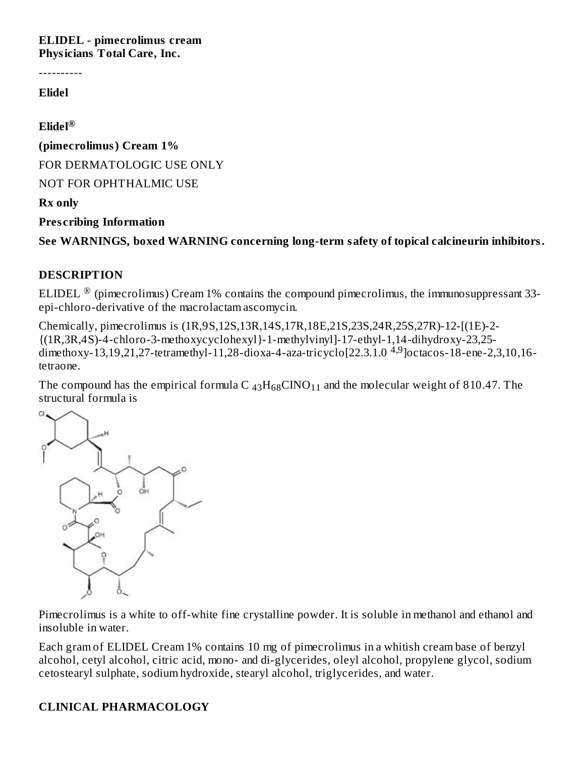**ELIDEL - pimecrolimus cream**
**Physicians Total Care, Inc.**

----------

**Elidel**

**Elidel®**

**(pimecrolimus) Cream 1%**

FOR DERMATOLOGIC USE ONLY

NOT FOR OPHTHALMIC USE

**Rx only**

**Prescribing Information**

**See WARNINGS, boxed WARNING concerning long-term safety of topical calcineurin inhibitors.**

## DESCRIPTION

ELIDEL ® (pimecrolimus) Cream 1% contains the compound pimecrolimus, the immunosuppressant 33-epi-chloro-derivative of the macrolactam ascomycin.

Chemically, pimecrolimus is (1R,9S,12S,13R,14S,17R,18E,21S,23S,24R,25S,27R)-12-[(1E)-2-{(1R,3R,4S)-4-chloro-3-methoxycyclohexyl}-1-methylvinyl]-17-ethyl-1,14-dihydroxy-23,25-dimethoxy-13,19,21,27-tetramethyl-11,28-dioxa-4-aza-tricyclo[22.3.1.0 $^{4,9}$]octacos-18-ene-2,3,10,16-tetraone.

The compound has the empirical formula $C_{43}H_{68}ClNO_{11}$ and the molecular weight of 810.47. The structural formula is

Pimecrolimus is a white to off-white fine crystalline powder. It is soluble in methanol and ethanol and insoluble in water.

Each gram of ELIDEL Cream 1% contains 10 mg of pimecrolimus in a whitish cream base of benzyl alcohol, cetyl alcohol, citric acid, mono- and di-glycerides, oleyl alcohol, propylene glycol, sodium cetostearyl sulphate, sodium hydroxide, stearyl alcohol, triglycerides, and water.

## CLINICAL PHARMACOLOGY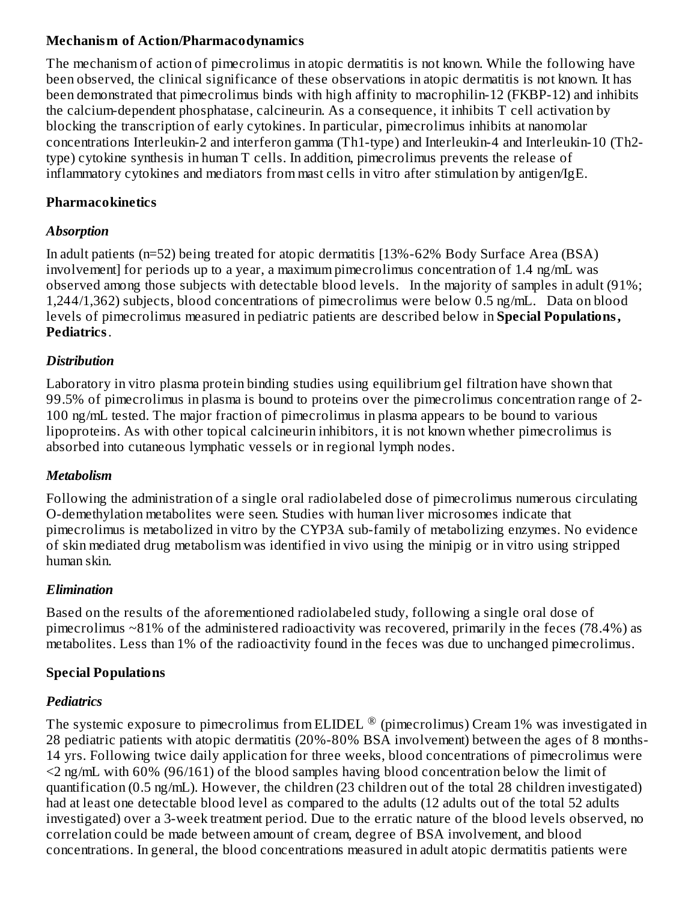**Mechanism of Action/Pharmacodynamics**

The mechanism of action of pimecrolimus in atopic dermatitis is not known. While the following have been observed, the clinical significance of these observations in atopic dermatitis is not known. It has been demonstrated that pimecrolimus binds with high affinity to macrophilin-12 (FKBP-12) and inhibits the calcium-dependent phosphatase, calcineurin. As a consequence, it inhibits T cell activation by blocking the transcription of early cytokines. In particular, pimecrolimus inhibits at nanomolar concentrations Interleukin-2 and interferon gamma (Th1-type) and Interleukin-4 and Interleukin-10 (Th2-type) cytokine synthesis in human T cells. In addition, pimecrolimus prevents the release of inflammatory cytokines and mediators from mast cells in vitro after stimulation by antigen/IgE.

**Pharmacokinetics**

***Absorption***

In adult patients (n=52) being treated for atopic dermatitis [13%-62% Body Surface Area (BSA) involvement] for periods up to a year, a maximum pimecrolimus concentration of 1.4 ng/mL was observed among those subjects with detectable blood levels. In the majority of samples in adult (91%; 1,244/1,362) subjects, blood concentrations of pimecrolimus were below 0.5 ng/mL. Data on blood levels of pimecrolimus measured in pediatric patients are described below in **Special Populations, Pediatrics**.

***Distribution***

Laboratory in vitro plasma protein binding studies using equilibrium gel filtration have shown that 99.5% of pimecrolimus in plasma is bound to proteins over the pimecrolimus concentration range of 2-100 ng/mL tested. The major fraction of pimecrolimus in plasma appears to be bound to various lipoproteins. As with other topical calcineurin inhibitors, it is not known whether pimecrolimus is absorbed into cutaneous lymphatic vessels or in regional lymph nodes.

***Metabolism***

Following the administration of a single oral radiolabeled dose of pimecrolimus numerous circulating O-demethylation metabolites were seen. Studies with human liver microsomes indicate that pimecrolimus is metabolized in vitro by the CYP3A sub-family of metabolizing enzymes. No evidence of skin mediated drug metabolism was identified in vivo using the minipig or in vitro using stripped human skin.

***Elimination***

Based on the results of the aforementioned radiolabeled study, following a single oral dose of pimecrolimus ~81% of the administered radioactivity was recovered, primarily in the feces (78.4%) as metabolites. Less than 1% of the radioactivity found in the feces was due to unchanged pimecrolimus.

**Special Populations**

***Pediatrics***

The systemic exposure to pimecrolimus from ELIDEL® (pimecrolimus) Cream 1% was investigated in 28 pediatric patients with atopic dermatitis (20%-80% BSA involvement) between the ages of 8 months-14 yrs. Following twice daily application for three weeks, blood concentrations of pimecrolimus were <2 ng/mL with 60% (96/161) of the blood samples having blood concentration below the limit of quantification (0.5 ng/mL). However, the children (23 children out of the total 28 children investigated) had at least one detectable blood level as compared to the adults (12 adults out of the total 52 adults investigated) over a 3-week treatment period. Due to the erratic nature of the blood levels observed, no correlation could be made between amount of cream, degree of BSA involvement, and blood concentrations. In general, the blood concentrations measured in adult atopic dermatitis patients were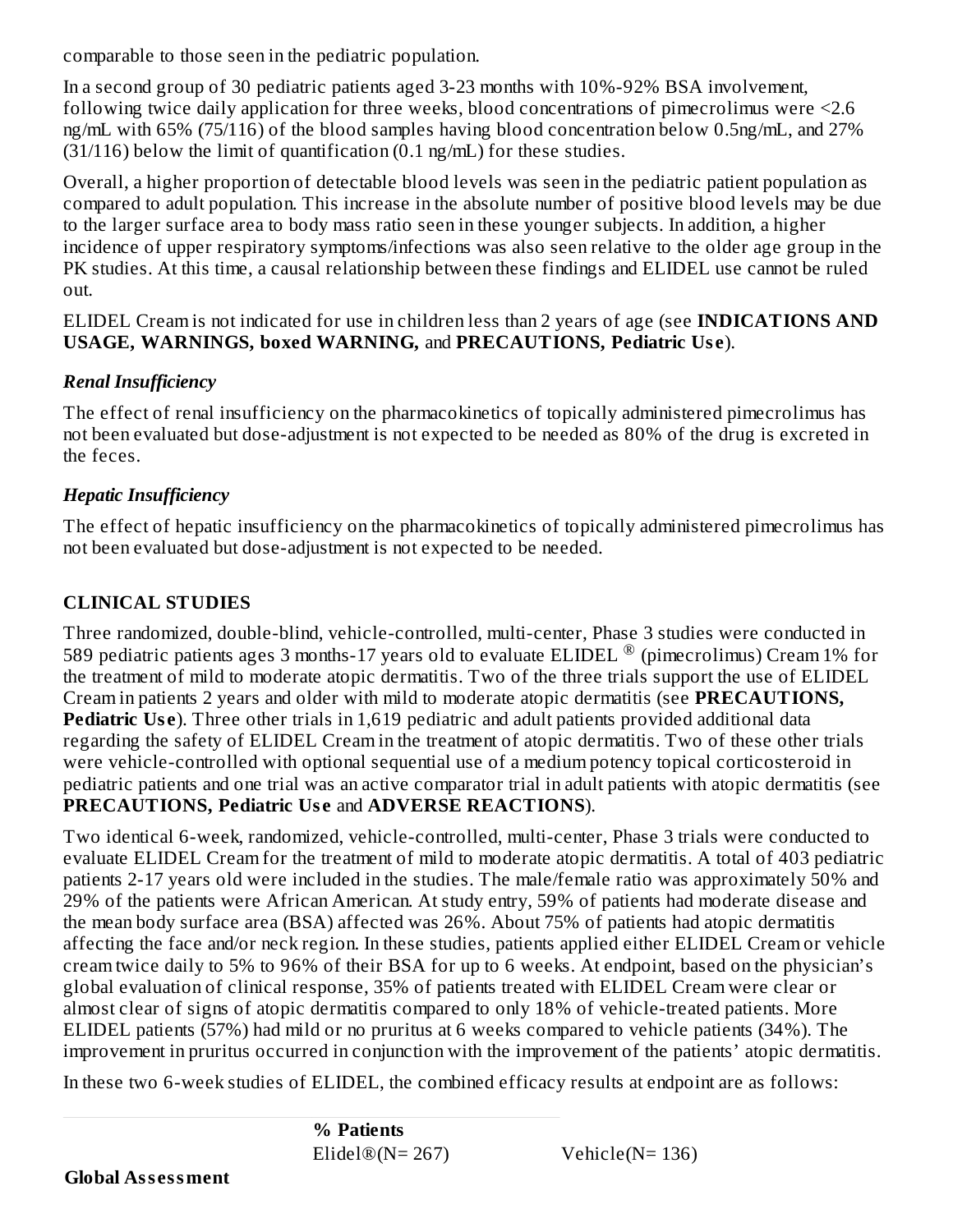comparable to those seen in the pediatric population.

In a second group of 30 pediatric patients aged 3-23 months with 10%-92% BSA involvement, following twice daily application for three weeks, blood concentrations of pimecrolimus were <2.6 ng/mL with 65% (75/116) of the blood samples having blood concentration below 0.5ng/mL, and 27% (31/116) below the limit of quantification (0.1 ng/mL) for these studies.

Overall, a higher proportion of detectable blood levels was seen in the pediatric patient population as compared to adult population. This increase in the absolute number of positive blood levels may be due to the larger surface area to body mass ratio seen in these younger subjects. In addition, a higher incidence of upper respiratory symptoms/infections was also seen relative to the older age group in the PK studies. At this time, a causal relationship between these findings and ELIDEL use cannot be ruled out.

ELIDEL Cream is not indicated for use in children less than 2 years of age (see **INDICATIONS AND USAGE, WARNINGS, boxed WARNING,** and **PRECAUTIONS, Pediatric Use**).

### *Renal Insufficiency*

The effect of renal insufficiency on the pharmacokinetics of topically administered pimecrolimus has not been evaluated but dose-adjustment is not expected to be needed as 80% of the drug is excreted in the feces.

### *Hepatic Insufficiency*

The effect of hepatic insufficiency on the pharmacokinetics of topically administered pimecrolimus has not been evaluated but dose-adjustment is not expected to be needed.

## CLINICAL STUDIES

Three randomized, double-blind, vehicle-controlled, multi-center, Phase 3 studies were conducted in 589 pediatric patients ages 3 months-17 years old to evaluate ELIDEL ® (pimecrolimus) Cream 1% for the treatment of mild to moderate atopic dermatitis. Two of the three trials support the use of ELIDEL Cream in patients 2 years and older with mild to moderate atopic dermatitis (see **PRECAUTIONS, Pediatric Use**). Three other trials in 1,619 pediatric and adult patients provided additional data regarding the safety of ELIDEL Cream in the treatment of atopic dermatitis. Two of these other trials were vehicle-controlled with optional sequential use of a medium potency topical corticosteroid in pediatric patients and one trial was an active comparator trial in adult patients with atopic dermatitis (see **PRECAUTIONS, Pediatric Use** and **ADVERSE REACTIONS**).

Two identical 6-week, randomized, vehicle-controlled, multi-center, Phase 3 trials were conducted to evaluate ELIDEL Cream for the treatment of mild to moderate atopic dermatitis. A total of 403 pediatric patients 2-17 years old were included in the studies. The male/female ratio was approximately 50% and 29% of the patients were African American. At study entry, 59% of patients had moderate disease and the mean body surface area (BSA) affected was 26%. About 75% of patients had atopic dermatitis affecting the face and/or neck region. In these studies, patients applied either ELIDEL Cream or vehicle cream twice daily to 5% to 96% of their BSA for up to 6 weeks. At endpoint, based on the physician's global evaluation of clinical response, 35% of patients treated with ELIDEL Cream were clear or almost clear of signs of atopic dermatitis compared to only 18% of vehicle-treated patients. More ELIDEL patients (57%) had mild or no pruritus at 6 weeks compared to vehicle patients (34%). The improvement in pruritus occurred in conjunction with the improvement of the patients' atopic dermatitis.

In these two 6-week studies of ELIDEL, the combined efficacy results at endpoint are as follows:

| | **% Patients** | |
|---|---|---|
| | Elidel®(N= 267) | Vehicle(N= 136) |
| **Global Assessment** | | |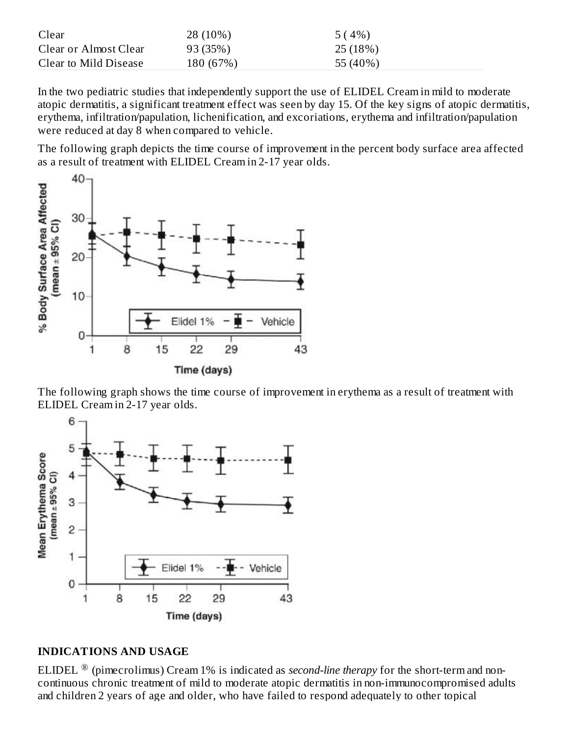| | | |
|---|---|---|
| Clear | 28 (10%) | 5 ( 4%) |
| Clear or Almost Clear | 93 (35%) | 25 (18%) |
| Clear to Mild Disease | 180 (67%) | 55 (40%) |

In the two pediatric studies that independently support the use of ELIDEL Cream in mild to moderate atopic dermatitis, a significant treatment effect was seen by day 15. Of the key signs of atopic dermatitis, erythema, infiltration/papulation, lichenification, and excoriations, erythema and infiltration/papulation were reduced at day 8 when compared to vehicle.

The following graph depicts the time course of improvement in the percent body surface area affected as a result of treatment with ELIDEL Cream in 2-17 year olds.

The following graph shows the time course of improvement in erythema as a result of treatment with ELIDEL Cream in 2-17 year olds.

## INDICATIONS AND USAGE

ELIDEL ® (pimecrolimus) Cream 1% is indicated as *second-line therapy* for the short-term and non-continuous chronic treatment of mild to moderate atopic dermatitis in non-immunocompromised adults and children 2 years of age and older, who have failed to respond adequately to other topical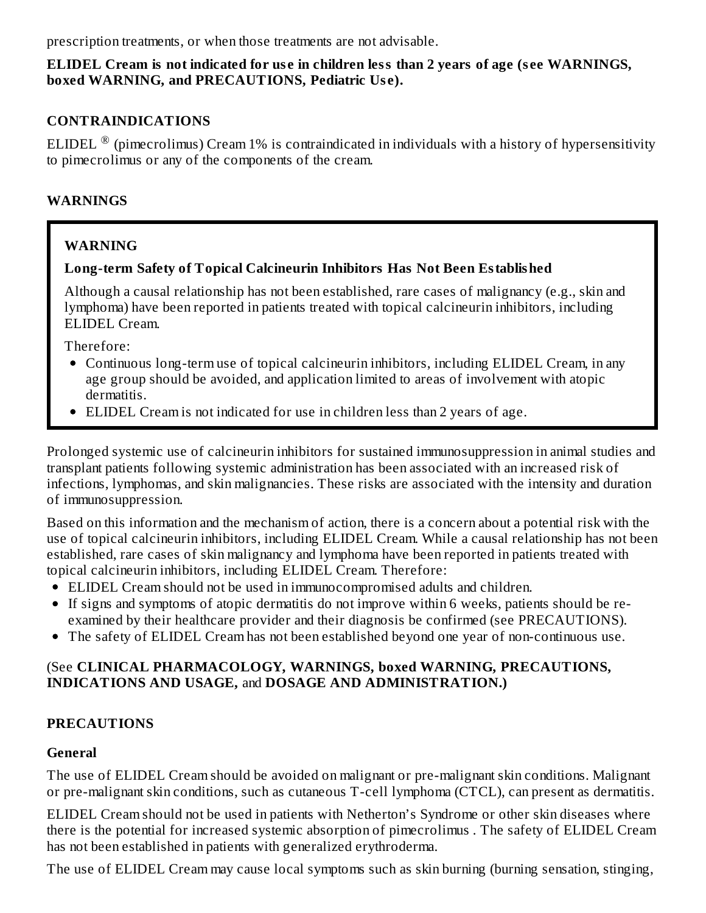prescription treatments, or when those treatments are not advisable.

**ELIDEL Cream is not indicated for use in children less than 2 years of age (see WARNINGS, boxed WARNING, and PRECAUTIONS, Pediatric Use).**

## CONTRAINDICATIONS

ELIDEL ® (pimecrolimus) Cream 1% is contraindicated in individuals with a history of hypersensitivity to pimecrolimus or any of the components of the cream.

## WARNINGS

> **WARNING**
>
> **Long-term Safety of Topical Calcineurin Inhibitors Has Not Been Established**
>
> Although a causal relationship has not been established, rare cases of malignancy (e.g., skin and lymphoma) have been reported in patients treated with topical calcineurin inhibitors, including ELIDEL Cream.
>
> Therefore:
>
> - Continuous long-term use of topical calcineurin inhibitors, including ELIDEL Cream, in any age group should be avoided, and application limited to areas of involvement with atopic dermatitis.
> - ELIDEL Cream is not indicated for use in children less than 2 years of age.

Prolonged systemic use of calcineurin inhibitors for sustained immunosuppression in animal studies and transplant patients following systemic administration has been associated with an increased risk of infections, lymphomas, and skin malignancies. These risks are associated with the intensity and duration of immunosuppression.

Based on this information and the mechanism of action, there is a concern about a potential risk with the use of topical calcineurin inhibitors, including ELIDEL Cream. While a causal relationship has not been established, rare cases of skin malignancy and lymphoma have been reported in patients treated with topical calcineurin inhibitors, including ELIDEL Cream. Therefore:

- ELIDEL Cream should not be used in immunocompromised adults and children.
- If signs and symptoms of atopic dermatitis do not improve within 6 weeks, patients should be re-examined by their healthcare provider and their diagnosis be confirmed (see PRECAUTIONS).
- The safety of ELIDEL Cream has not been established beyond one year of non-continuous use.

(See **CLINICAL PHARMACOLOGY, WARNINGS, boxed WARNING, PRECAUTIONS, INDICATIONS AND USAGE,** and **DOSAGE AND ADMINISTRATION.)**

## PRECAUTIONS

### General

The use of ELIDEL Cream should be avoided on malignant or pre-malignant skin conditions. Malignant or pre-malignant skin conditions, such as cutaneous T-cell lymphoma (CTCL), can present as dermatitis.

ELIDEL Cream should not be used in patients with Netherton's Syndrome or other skin diseases where there is the potential for increased systemic absorption of pimecrolimus . The safety of ELIDEL Cream has not been established in patients with generalized erythroderma.

The use of ELIDEL Cream may cause local symptoms such as skin burning (burning sensation, stinging,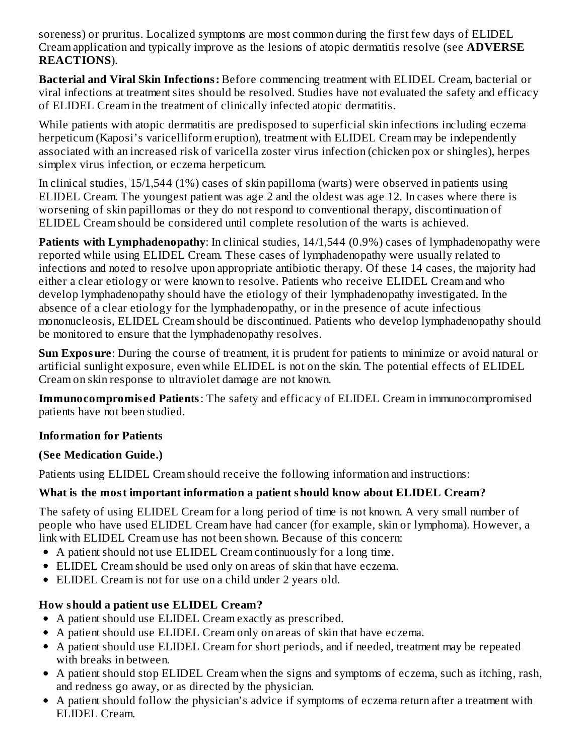soreness) or pruritus. Localized symptoms are most common during the first few days of ELIDEL Cream application and typically improve as the lesions of atopic dermatitis resolve (see **ADVERSE REACTIONS**).

**Bacterial and Viral Skin Infections:** Before commencing treatment with ELIDEL Cream, bacterial or viral infections at treatment sites should be resolved. Studies have not evaluated the safety and efficacy of ELIDEL Cream in the treatment of clinically infected atopic dermatitis.

While patients with atopic dermatitis are predisposed to superficial skin infections including eczema herpeticum (Kaposi's varicelliform eruption), treatment with ELIDEL Cream may be independently associated with an increased risk of varicella zoster virus infection (chicken pox or shingles), herpes simplex virus infection, or eczema herpeticum.

In clinical studies, 15/1,544 (1%) cases of skin papilloma (warts) were observed in patients using ELIDEL Cream. The youngest patient was age 2 and the oldest was age 12. In cases where there is worsening of skin papillomas or they do not respond to conventional therapy, discontinuation of ELIDEL Cream should be considered until complete resolution of the warts is achieved.

**Patients with Lymphadenopathy**: In clinical studies, 14/1,544 (0.9%) cases of lymphadenopathy were reported while using ELIDEL Cream. These cases of lymphadenopathy were usually related to infections and noted to resolve upon appropriate antibiotic therapy. Of these 14 cases, the majority had either a clear etiology or were known to resolve. Patients who receive ELIDEL Cream and who develop lymphadenopathy should have the etiology of their lymphadenopathy investigated. In the absence of a clear etiology for the lymphadenopathy, or in the presence of acute infectious mononucleosis, ELIDEL Cream should be discontinued. Patients who develop lymphadenopathy should be monitored to ensure that the lymphadenopathy resolves.

**Sun Exposure**: During the course of treatment, it is prudent for patients to minimize or avoid natural or artificial sunlight exposure, even while ELIDEL is not on the skin. The potential effects of ELIDEL Cream on skin response to ultraviolet damage are not known.

**Immunocompromised Patients**: The safety and efficacy of ELIDEL Cream in immunocompromised patients have not been studied.

### Information for Patients

**(See Medication Guide.)**

Patients using ELIDEL Cream should receive the following information and instructions:

**What is the most important information a patient should know about ELIDEL Cream?**

The safety of using ELIDEL Cream for a long period of time is not known. A very small number of people who have used ELIDEL Cream have had cancer (for example, skin or lymphoma). However, a link with ELIDEL Cream use has not been shown. Because of this concern:

- A patient should not use ELIDEL Cream continuously for a long time.
- ELIDEL Cream should be used only on areas of skin that have eczema.
- ELIDEL Cream is not for use on a child under 2 years old.

**How should a patient use ELIDEL Cream?**

- A patient should use ELIDEL Cream exactly as prescribed.
- A patient should use ELIDEL Cream only on areas of skin that have eczema.
- A patient should use ELIDEL Cream for short periods, and if needed, treatment may be repeated with breaks in between.
- A patient should stop ELIDEL Cream when the signs and symptoms of eczema, such as itching, rash, and redness go away, or as directed by the physician.
- A patient should follow the physician's advice if symptoms of eczema return after a treatment with ELIDEL Cream.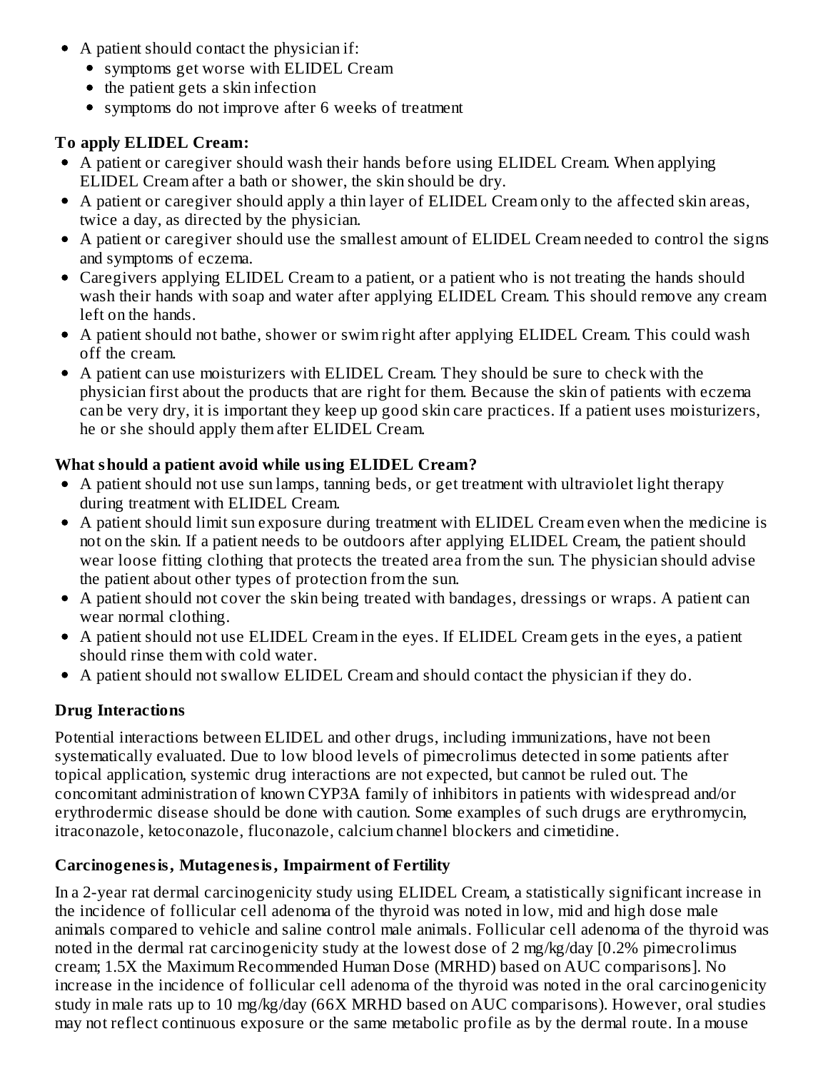- A patient should contact the physician if:
  - symptoms get worse with ELIDEL Cream
  - the patient gets a skin infection
  - symptoms do not improve after 6 weeks of treatment

**To apply ELIDEL Cream:**

- A patient or caregiver should wash their hands before using ELIDEL Cream. When applying ELIDEL Cream after a bath or shower, the skin should be dry.
- A patient or caregiver should apply a thin layer of ELIDEL Cream only to the affected skin areas, twice a day, as directed by the physician.
- A patient or caregiver should use the smallest amount of ELIDEL Cream needed to control the signs and symptoms of eczema.
- Caregivers applying ELIDEL Cream to a patient, or a patient who is not treating the hands should wash their hands with soap and water after applying ELIDEL Cream. This should remove any cream left on the hands.
- A patient should not bathe, shower or swim right after applying ELIDEL Cream. This could wash off the cream.
- A patient can use moisturizers with ELIDEL Cream. They should be sure to check with the physician first about the products that are right for them. Because the skin of patients with eczema can be very dry, it is important they keep up good skin care practices. If a patient uses moisturizers, he or she should apply them after ELIDEL Cream.

**What should a patient avoid while using ELIDEL Cream?**

- A patient should not use sun lamps, tanning beds, or get treatment with ultraviolet light therapy during treatment with ELIDEL Cream.
- A patient should limit sun exposure during treatment with ELIDEL Cream even when the medicine is not on the skin. If a patient needs to be outdoors after applying ELIDEL Cream, the patient should wear loose fitting clothing that protects the treated area from the sun. The physician should advise the patient about other types of protection from the sun.
- A patient should not cover the skin being treated with bandages, dressings or wraps. A patient can wear normal clothing.
- A patient should not use ELIDEL Cream in the eyes. If ELIDEL Cream gets in the eyes, a patient should rinse them with cold water.
- A patient should not swallow ELIDEL Cream and should contact the physician if they do.

**Drug Interactions**

Potential interactions between ELIDEL and other drugs, including immunizations, have not been systematically evaluated. Due to low blood levels of pimecrolimus detected in some patients after topical application, systemic drug interactions are not expected, but cannot be ruled out. The concomitant administration of known CYP3A family of inhibitors in patients with widespread and/or erythrodermic disease should be done with caution. Some examples of such drugs are erythromycin, itraconazole, ketoconazole, fluconazole, calcium channel blockers and cimetidine.

**Carcinogenesis, Mutagenesis, Impairment of Fertility**

In a 2-year rat dermal carcinogenicity study using ELIDEL Cream, a statistically significant increase in the incidence of follicular cell adenoma of the thyroid was noted in low, mid and high dose male animals compared to vehicle and saline control male animals. Follicular cell adenoma of the thyroid was noted in the dermal rat carcinogenicity study at the lowest dose of 2 mg/kg/day [0.2% pimecrolimus cream; 1.5X the Maximum Recommended Human Dose (MRHD) based on AUC comparisons]. No increase in the incidence of follicular cell adenoma of the thyroid was noted in the oral carcinogenicity study in male rats up to 10 mg/kg/day (66X MRHD based on AUC comparisons). However, oral studies may not reflect continuous exposure or the same metabolic profile as by the dermal route. In a mouse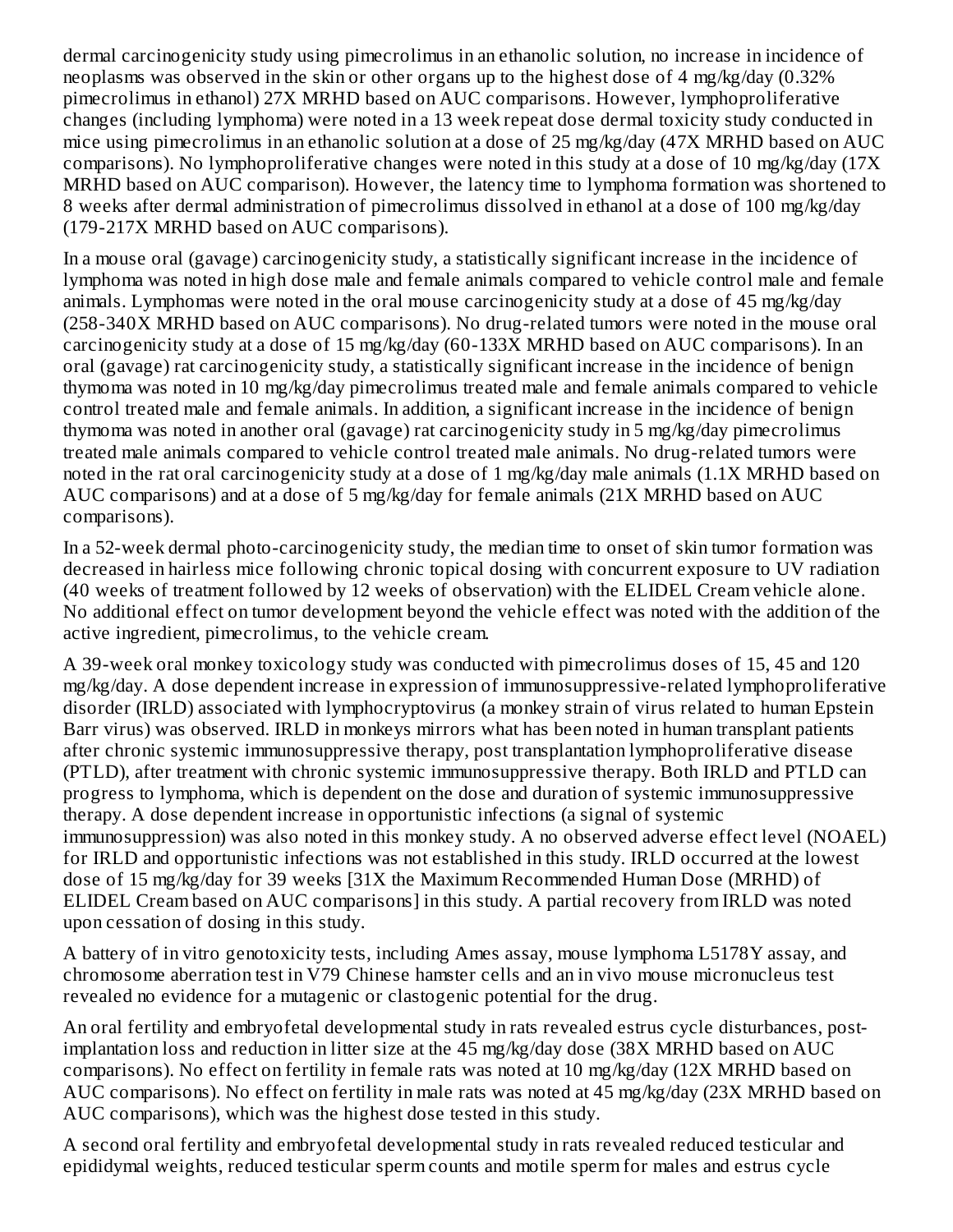dermal carcinogenicity study using pimecrolimus in an ethanolic solution, no increase in incidence of neoplasms was observed in the skin or other organs up to the highest dose of 4 mg/kg/day (0.32% pimecrolimus in ethanol) 27X MRHD based on AUC comparisons. However, lymphoproliferative changes (including lymphoma) were noted in a 13 week repeat dose dermal toxicity study conducted in mice using pimecrolimus in an ethanolic solution at a dose of 25 mg/kg/day (47X MRHD based on AUC comparisons). No lymphoproliferative changes were noted in this study at a dose of 10 mg/kg/day (17X MRHD based on AUC comparison). However, the latency time to lymphoma formation was shortened to 8 weeks after dermal administration of pimecrolimus dissolved in ethanol at a dose of 100 mg/kg/day (179-217X MRHD based on AUC comparisons).

In a mouse oral (gavage) carcinogenicity study, a statistically significant increase in the incidence of lymphoma was noted in high dose male and female animals compared to vehicle control male and female animals. Lymphomas were noted in the oral mouse carcinogenicity study at a dose of 45 mg/kg/day (258-340X MRHD based on AUC comparisons). No drug-related tumors were noted in the mouse oral carcinogenicity study at a dose of 15 mg/kg/day (60-133X MRHD based on AUC comparisons). In an oral (gavage) rat carcinogenicity study, a statistically significant increase in the incidence of benign thymoma was noted in 10 mg/kg/day pimecrolimus treated male and female animals compared to vehicle control treated male and female animals. In addition, a significant increase in the incidence of benign thymoma was noted in another oral (gavage) rat carcinogenicity study in 5 mg/kg/day pimecrolimus treated male animals compared to vehicle control treated male animals. No drug-related tumors were noted in the rat oral carcinogenicity study at a dose of 1 mg/kg/day male animals (1.1X MRHD based on AUC comparisons) and at a dose of 5 mg/kg/day for female animals (21X MRHD based on AUC comparisons).

In a 52-week dermal photo-carcinogenicity study, the median time to onset of skin tumor formation was decreased in hairless mice following chronic topical dosing with concurrent exposure to UV radiation (40 weeks of treatment followed by 12 weeks of observation) with the ELIDEL Cream vehicle alone. No additional effect on tumor development beyond the vehicle effect was noted with the addition of the active ingredient, pimecrolimus, to the vehicle cream.

A 39-week oral monkey toxicology study was conducted with pimecrolimus doses of 15, 45 and 120 mg/kg/day. A dose dependent increase in expression of immunosuppressive-related lymphoproliferative disorder (IRLD) associated with lymphocryptovirus (a monkey strain of virus related to human Epstein Barr virus) was observed. IRLD in monkeys mirrors what has been noted in human transplant patients after chronic systemic immunosuppressive therapy, post transplantation lymphoproliferative disease (PTLD), after treatment with chronic systemic immunosuppressive therapy. Both IRLD and PTLD can progress to lymphoma, which is dependent on the dose and duration of systemic immunosuppressive therapy. A dose dependent increase in opportunistic infections (a signal of systemic immunosuppression) was also noted in this monkey study. A no observed adverse effect level (NOAEL) for IRLD and opportunistic infections was not established in this study. IRLD occurred at the lowest dose of 15 mg/kg/day for 39 weeks [31X the Maximum Recommended Human Dose (MRHD) of ELIDEL Cream based on AUC comparisons] in this study. A partial recovery from IRLD was noted upon cessation of dosing in this study.

A battery of in vitro genotoxicity tests, including Ames assay, mouse lymphoma L5178Y assay, and chromosome aberration test in V79 Chinese hamster cells and an in vivo mouse micronucleus test revealed no evidence for a mutagenic or clastogenic potential for the drug.

An oral fertility and embryofetal developmental study in rats revealed estrus cycle disturbances, post-implantation loss and reduction in litter size at the 45 mg/kg/day dose (38X MRHD based on AUC comparisons). No effect on fertility in female rats was noted at 10 mg/kg/day (12X MRHD based on AUC comparisons). No effect on fertility in male rats was noted at 45 mg/kg/day (23X MRHD based on AUC comparisons), which was the highest dose tested in this study.

A second oral fertility and embryofetal developmental study in rats revealed reduced testicular and epididymal weights, reduced testicular sperm counts and motile sperm for males and estrus cycle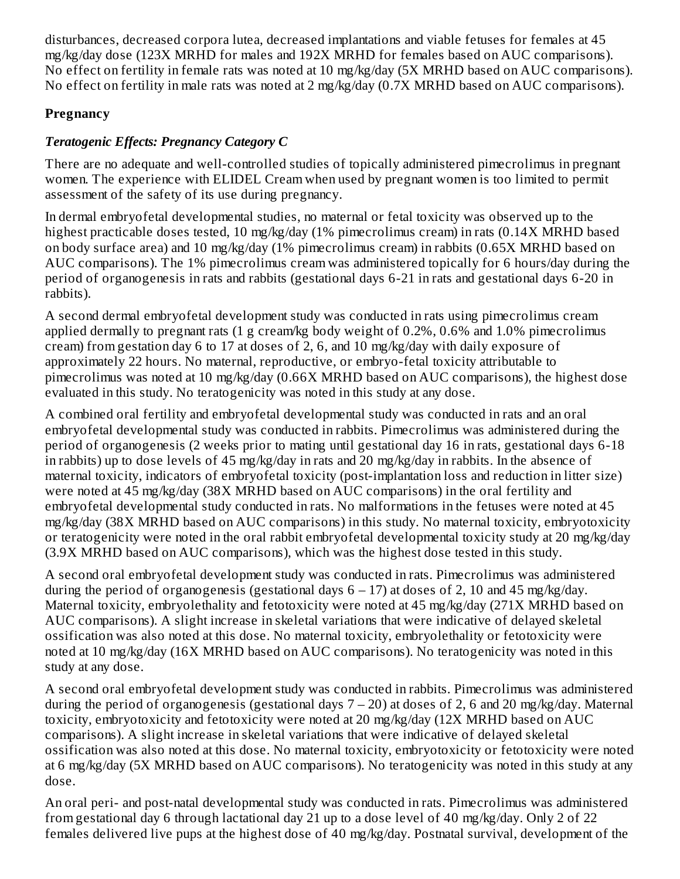disturbances, decreased corpora lutea, decreased implantations and viable fetuses for females at 45 mg/kg/day dose (123X MRHD for males and 192X MRHD for females based on AUC comparisons). No effect on fertility in female rats was noted at 10 mg/kg/day (5X MRHD based on AUC comparisons). No effect on fertility in male rats was noted at 2 mg/kg/day (0.7X MRHD based on AUC comparisons).

**Pregnancy**

***Teratogenic Effects: Pregnancy Category C***

There are no adequate and well-controlled studies of topically administered pimecrolimus in pregnant women. The experience with ELIDEL Cream when used by pregnant women is too limited to permit assessment of the safety of its use during pregnancy.

In dermal embryofetal developmental studies, no maternal or fetal toxicity was observed up to the highest practicable doses tested, 10 mg/kg/day (1% pimecrolimus cream) in rats (0.14X MRHD based on body surface area) and 10 mg/kg/day (1% pimecrolimus cream) in rabbits (0.65X MRHD based on AUC comparisons). The 1% pimecrolimus cream was administered topically for 6 hours/day during the period of organogenesis in rats and rabbits (gestational days 6-21 in rats and gestational days 6-20 in rabbits).

A second dermal embryofetal development study was conducted in rats using pimecrolimus cream applied dermally to pregnant rats (1 g cream/kg body weight of 0.2%, 0.6% and 1.0% pimecrolimus cream) from gestation day 6 to 17 at doses of 2, 6, and 10 mg/kg/day with daily exposure of approximately 22 hours. No maternal, reproductive, or embryo-fetal toxicity attributable to pimecrolimus was noted at 10 mg/kg/day (0.66X MRHD based on AUC comparisons), the highest dose evaluated in this study. No teratogenicity was noted in this study at any dose.

A combined oral fertility and embryofetal developmental study was conducted in rats and an oral embryofetal developmental study was conducted in rabbits. Pimecrolimus was administered during the period of organogenesis (2 weeks prior to mating until gestational day 16 in rats, gestational days 6-18 in rabbits) up to dose levels of 45 mg/kg/day in rats and 20 mg/kg/day in rabbits. In the absence of maternal toxicity, indicators of embryofetal toxicity (post-implantation loss and reduction in litter size) were noted at 45 mg/kg/day (38X MRHD based on AUC comparisons) in the oral fertility and embryofetal developmental study conducted in rats. No malformations in the fetuses were noted at 45 mg/kg/day (38X MRHD based on AUC comparisons) in this study. No maternal toxicity, embryotoxicity or teratogenicity were noted in the oral rabbit embryofetal developmental toxicity study at 20 mg/kg/day (3.9X MRHD based on AUC comparisons), which was the highest dose tested in this study.

A second oral embryofetal development study was conducted in rats. Pimecrolimus was administered during the period of organogenesis (gestational days 6 – 17) at doses of 2, 10 and 45 mg/kg/day. Maternal toxicity, embryolethality and fetotoxicity were noted at 45 mg/kg/day (271X MRHD based on AUC comparisons). A slight increase in skeletal variations that were indicative of delayed skeletal ossification was also noted at this dose. No maternal toxicity, embryolethality or fetotoxicity were noted at 10 mg/kg/day (16X MRHD based on AUC comparisons). No teratogenicity was noted in this study at any dose.

A second oral embryofetal development study was conducted in rabbits. Pimecrolimus was administered during the period of organogenesis (gestational days 7 – 20) at doses of 2, 6 and 20 mg/kg/day. Maternal toxicity, embryotoxicity and fetotoxicity were noted at 20 mg/kg/day (12X MRHD based on AUC comparisons). A slight increase in skeletal variations that were indicative of delayed skeletal ossification was also noted at this dose. No maternal toxicity, embryotoxicity or fetotoxicity were noted at 6 mg/kg/day (5X MRHD based on AUC comparisons). No teratogenicity was noted in this study at any dose.

An oral peri- and post-natal developmental study was conducted in rats. Pimecrolimus was administered from gestational day 6 through lactational day 21 up to a dose level of 40 mg/kg/day. Only 2 of 22 females delivered live pups at the highest dose of 40 mg/kg/day. Postnatal survival, development of the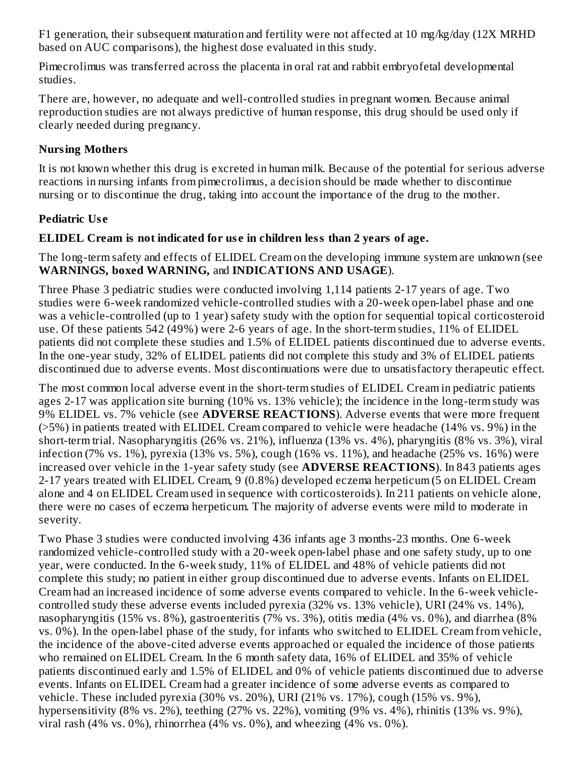F1 generation, their subsequent maturation and fertility were not affected at 10 mg/kg/day (12X MRHD based on AUC comparisons), the highest dose evaluated in this study.

Pimecrolimus was transferred across the placenta in oral rat and rabbit embryofetal developmental studies.

There are, however, no adequate and well-controlled studies in pregnant women. Because animal reproduction studies are not always predictive of human response, this drug should be used only if clearly needed during pregnancy.

### Nursing Mothers

It is not known whether this drug is excreted in human milk. Because of the potential for serious adverse reactions in nursing infants from pimecrolimus, a decision should be made whether to discontinue nursing or to discontinue the drug, taking into account the importance of the drug to the mother.

### Pediatric Use

**ELIDEL Cream is not indicated for use in children less than 2 years of age.**

The long-term safety and effects of ELIDEL Cream on the developing immune system are unknown (see **WARNINGS, boxed WARNING,** and **INDICATIONS AND USAGE**).

Three Phase 3 pediatric studies were conducted involving 1,114 patients 2-17 years of age. Two studies were 6-week randomized vehicle-controlled studies with a 20-week open-label phase and one was a vehicle-controlled (up to 1 year) safety study with the option for sequential topical corticosteroid use. Of these patients 542 (49%) were 2-6 years of age. In the short-term studies, 11% of ELIDEL patients did not complete these studies and 1.5% of ELIDEL patients discontinued due to adverse events. In the one-year study, 32% of ELIDEL patients did not complete this study and 3% of ELIDEL patients discontinued due to adverse events. Most discontinuations were due to unsatisfactory therapeutic effect.

The most common local adverse event in the short-term studies of ELIDEL Cream in pediatric patients ages 2-17 was application site burning (10% vs. 13% vehicle); the incidence in the long-term study was 9% ELIDEL vs. 7% vehicle (see **ADVERSE REACTIONS**). Adverse events that were more frequent (>5%) in patients treated with ELIDEL Cream compared to vehicle were headache (14% vs. 9%) in the short-term trial. Nasopharyngitis (26% vs. 21%), influenza (13% vs. 4%), pharyngitis (8% vs. 3%), viral infection (7% vs. 1%), pyrexia (13% vs. 5%), cough (16% vs. 11%), and headache (25% vs. 16%) were increased over vehicle in the 1-year safety study (see **ADVERSE REACTIONS**). In 843 patients ages 2-17 years treated with ELIDEL Cream, 9 (0.8%) developed eczema herpeticum (5 on ELIDEL Cream alone and 4 on ELIDEL Cream used in sequence with corticosteroids). In 211 patients on vehicle alone, there were no cases of eczema herpeticum. The majority of adverse events were mild to moderate in severity.

Two Phase 3 studies were conducted involving 436 infants age 3 months-23 months. One 6-week randomized vehicle-controlled study with a 20-week open-label phase and one safety study, up to one year, were conducted. In the 6-week study, 11% of ELIDEL and 48% of vehicle patients did not complete this study; no patient in either group discontinued due to adverse events. Infants on ELIDEL Cream had an increased incidence of some adverse events compared to vehicle. In the 6-week vehicle-controlled study these adverse events included pyrexia (32% vs. 13% vehicle), URI (24% vs. 14%), nasopharyngitis (15% vs. 8%), gastroenteritis (7% vs. 3%), otitis media (4% vs. 0%), and diarrhea (8% vs. 0%). In the open-label phase of the study, for infants who switched to ELIDEL Cream from vehicle, the incidence of the above-cited adverse events approached or equaled the incidence of those patients who remained on ELIDEL Cream. In the 6 month safety data, 16% of ELIDEL and 35% of vehicle patients discontinued early and 1.5% of ELIDEL and 0% of vehicle patients discontinued due to adverse events. Infants on ELIDEL Cream had a greater incidence of some adverse events as compared to vehicle. These included pyrexia (30% vs. 20%), URI (21% vs. 17%), cough (15% vs. 9%), hypersensitivity (8% vs. 2%), teething (27% vs. 22%), vomiting (9% vs. 4%), rhinitis (13% vs. 9%), viral rash (4% vs. 0%), rhinorrhea (4% vs. 0%), and wheezing (4% vs. 0%).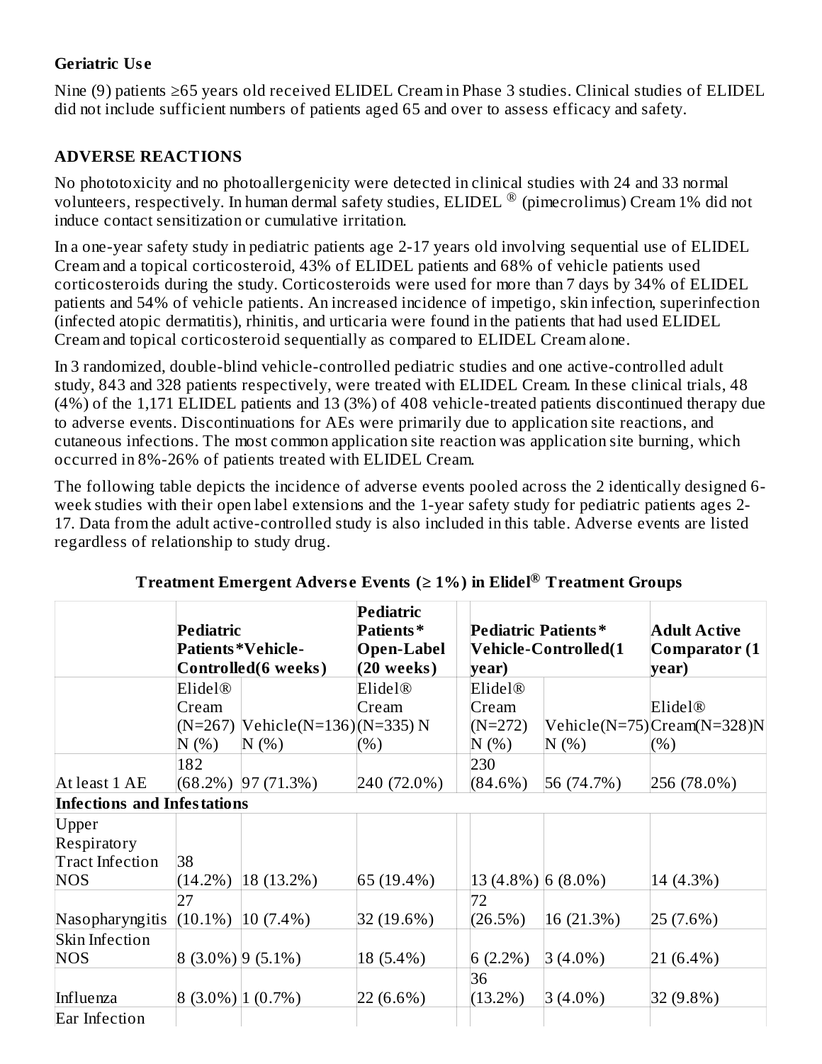### Geriatric Use

Nine (9) patients ≥65 years old received ELIDEL Cream in Phase 3 studies. Clinical studies of ELIDEL did not include sufficient numbers of patients aged 65 and over to assess efficacy and safety.

## ADVERSE REACTIONS

No phototoxicity and no photoallergenicity were detected in clinical studies with 24 and 33 normal volunteers, respectively. In human dermal safety studies, ELIDEL ® (pimecrolimus) Cream 1% did not induce contact sensitization or cumulative irritation.

In a one-year safety study in pediatric patients age 2-17 years old involving sequential use of ELIDEL Cream and a topical corticosteroid, 43% of ELIDEL patients and 68% of vehicle patients used corticosteroids during the study. Corticosteroids were used for more than 7 days by 34% of ELIDEL patients and 54% of vehicle patients. An increased incidence of impetigo, skin infection, superinfection (infected atopic dermatitis), rhinitis, and urticaria were found in the patients that had used ELIDEL Cream and topical corticosteroid sequentially as compared to ELIDEL Cream alone.

In 3 randomized, double-blind vehicle-controlled pediatric studies and one active-controlled adult study, 843 and 328 patients respectively, were treated with ELIDEL Cream. In these clinical trials, 48 (4%) of the 1,171 ELIDEL patients and 13 (3%) of 408 vehicle-treated patients discontinued therapy due to adverse events. Discontinuations for AEs were primarily due to application site reactions, and cutaneous infections. The most common application site reaction was application site burning, which occurred in 8%-26% of patients treated with ELIDEL Cream.

The following table depicts the incidence of adverse events pooled across the 2 identically designed 6-week studies with their open label extensions and the 1-year safety study for pediatric patients ages 2-17. Data from the adult active-controlled study is also included in this table. Adverse events are listed regardless of relationship to study drug.

**Treatment Emergent Adverse Events (≥ 1%) in Elidel® Treatment Groups**

| | Pediatric Patients*Vehicle-Controlled(6 weeks) | | Pediatric Patients* Open-Label (20 weeks) | Pediatric Patients* Vehicle-Controlled(1 year) | | Adult Active Comparator (1 year) |
|---|---|---|---|---|---|---|
| | Elidel® Cream (N=267) N (%) | Vehicle(N=136) N (%) | Elidel® Cream (N=335) N (%) | Elidel® Cream (N=272) N (%) | Vehicle(N=75) N (%) | Elidel® Cream(N=328)N (%) |
| At least 1 AE | 182 (68.2%) | 97 (71.3%) | 240 (72.0%) | 230 (84.6%) | 56 (74.7%) | 256 (78.0%) |
| **Infections and Infestations** | | | | | | |
| Upper Respiratory Tract Infection NOS | 38 (14.2%) | 18 (13.2%) | 65 (19.4%) | 13 (4.8%) | 6 (8.0%) | 14 (4.3%) |
| Nasopharyngitis | 27 (10.1%) | 10 (7.4%) | 32 (19.6%) | 72 (26.5%) | 16 (21.3%) | 25 (7.6%) |
| Skin Infection NOS | 8 (3.0%) | 9 (5.1%) | 18 (5.4%) | 6 (2.2%) | 3 (4.0%) | 21 (6.4%) |
| Influenza | 8 (3.0%) | 1 (0.7%) | 22 (6.6%) | 36 (13.2%) | 3 (4.0%) | 32 (9.8%) |
| Ear Infection | | | | | | |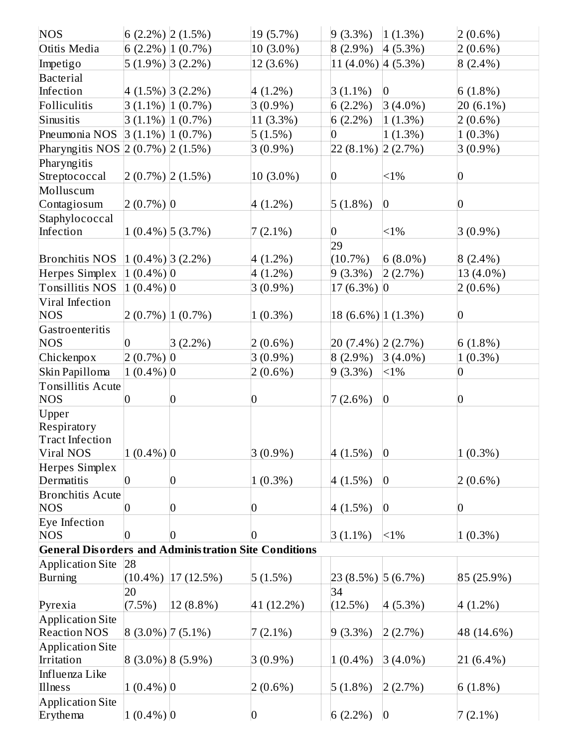| | | | | | | | |
|---|---|---|---|---|---|---|---|
| NOS | 6 (2.2%) | 2 (1.5%) | 19 (5.7%) | | 9 (3.3%) | 1 (1.3%) | 2 (0.6%) |
| Otitis Media | 6 (2.2%) | 1 (0.7%) | 10 (3.0%) | | 8 (2.9%) | 4 (5.3%) | 2 (0.6%) |
| Impetigo | 5 (1.9%) | 3 (2.2%) | 12 (3.6%) | | 11 (4.0%) | 4 (5.3%) | 8 (2.4%) |
| Bacterial Infection | 4 (1.5%) | 3 (2.2%) | 4 (1.2%) | | 3 (1.1%) | 0 | 6 (1.8%) |
| Folliculitis | 3 (1.1%) | 1 (0.7%) | 3 (0.9%) | | 6 (2.2%) | 3 (4.0%) | 20 (6.1%) |
| Sinusitis | 3 (1.1%) | 1 (0.7%) | 11 (3.3%) | | 6 (2.2%) | 1 (1.3%) | 2 (0.6%) |
| Pneumonia NOS | 3 (1.1%) | 1 (0.7%) | 5 (1.5%) | | 0 | 1 (1.3%) | 1 (0.3%) |
| Pharyngitis NOS | 2 (0.7%) | 2 (1.5%) | 3 (0.9%) | | 22 (8.1%) | 2 (2.7%) | 3 (0.9%) |
| Pharyngitis Streptococcal | 2 (0.7%) | 2 (1.5%) | 10 (3.0%) | | 0 | <1% | 0 |
| Molluscum Contagiosum | 2 (0.7%) | 0 | 4 (1.2%) | | 5 (1.8%) | 0 | 0 |
| Staphylococcal Infection | 1 (0.4%) | 5 (3.7%) | 7 (2.1%) | | 0 | <1% | 3 (0.9%) |
| Bronchitis NOS | 1 (0.4%) | 3 (2.2%) | 4 (1.2%) | | 29 (10.7%) | 6 (8.0%) | 8 (2.4%) |
| Herpes Simplex | 1 (0.4%) | 0 | 4 (1.2%) | | 9 (3.3%) | 2 (2.7%) | 13 (4.0%) |
| Tonsillitis NOS | 1 (0.4%) | 0 | 3 (0.9%) | | 17 (6.3%) | 0 | 2 (0.6%) |
| Viral Infection NOS | 2 (0.7%) | 1 (0.7%) | 1 (0.3%) | | 18 (6.6%) | 1 (1.3%) | 0 |
| Gastroenteritis NOS | 0 | 3 (2.2%) | 2 (0.6%) | | 20 (7.4%) | 2 (2.7%) | 6 (1.8%) |
| Chickenpox | 2 (0.7%) | 0 | 3 (0.9%) | | 8 (2.9%) | 3 (4.0%) | 1 (0.3%) |
| Skin Papilloma | 1 (0.4%) | 0 | 2 (0.6%) | | 9 (3.3%) | <1% | 0 |
| Tonsillitis Acute NOS | 0 | 0 | 0 | | 7 (2.6%) | 0 | 0 |
| Upper Respiratory Tract Infection Viral NOS | 1 (0.4%) | 0 | 3 (0.9%) | | 4 (1.5%) | 0 | 1 (0.3%) |
| Herpes Simplex Dermatitis | 0 | 0 | 1 (0.3%) | | 4 (1.5%) | 0 | 2 (0.6%) |
| Bronchitis Acute NOS | 0 | 0 | 0 | | 4 (1.5%) | 0 | 0 |
| Eye Infection NOS | 0 | 0 | 0 | | 3 (1.1%) | <1% | 1 (0.3%) |
| **General Disorders and Administration Site Conditions** | | | | | | | |
| Application Site Burning | 28 (10.4%) | 17 (12.5%) | 5 (1.5%) | | 23 (8.5%) | 5 (6.7%) | 85 (25.9%) |
| Pyrexia | 20 (7.5%) | 12 (8.8%) | 41 (12.2%) | | 34 (12.5%) | 4 (5.3%) | 4 (1.2%) |
| Application Site Reaction NOS | 8 (3.0%) | 7 (5.1%) | 7 (2.1%) | | 9 (3.3%) | 2 (2.7%) | 48 (14.6%) |
| Application Site Irritation | 8 (3.0%) | 8 (5.9%) | 3 (0.9%) | | 1 (0.4%) | 3 (4.0%) | 21 (6.4%) |
| Influenza Like Illness | 1 (0.4%) | 0 | 2 (0.6%) | | 5 (1.8%) | 2 (2.7%) | 6 (1.8%) |
| Application Site Erythema | 1 (0.4%) | 0 | 0 | | 6 (2.2%) | 0 | 7 (2.1%) |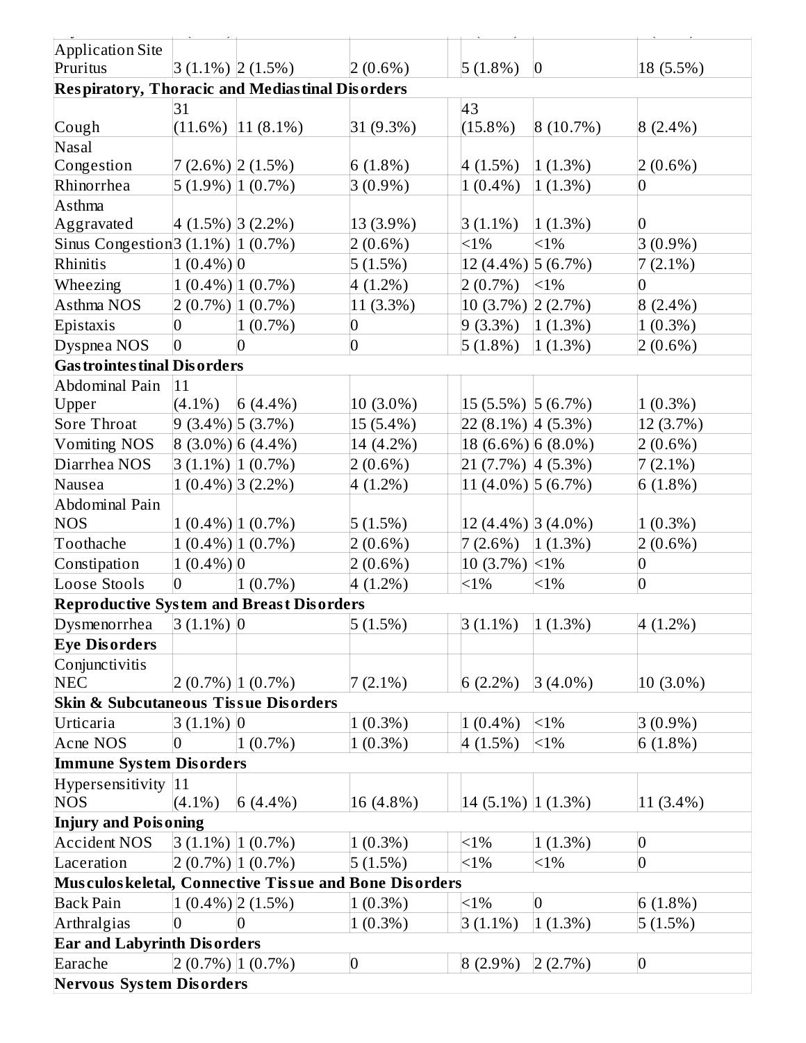| | | | | | | | |
|---|---|---|---|---|---|---|---|
| Application Site Pruritus | 3 (1.1%) | 2 (1.5%) | 2 (0.6%) | | 5 (1.8%) | 0 | 18 (5.5%) |
| **Respiratory, Thoracic and Mediastinal Disorders** | | | | | | | |
| Cough | 31 (11.6%) | 11 (8.1%) | 31 (9.3%) | | 43 (15.8%) | 8 (10.7%) | 8 (2.4%) |
| Nasal Congestion | 7 (2.6%) | 2 (1.5%) | 6 (1.8%) | | 4 (1.5%) | 1 (1.3%) | 2 (0.6%) |
| Rhinorrhea | 5 (1.9%) | 1 (0.7%) | 3 (0.9%) | | 1 (0.4%) | 1 (1.3%) | 0 |
| Asthma Aggravated | 4 (1.5%) | 3 (2.2%) | 13 (3.9%) | | 3 (1.1%) | 1 (1.3%) | 0 |
| Sinus Congestion | 3 (1.1%) | 1 (0.7%) | 2 (0.6%) | | <1% | <1% | 3 (0.9%) |
| Rhinitis | 1 (0.4%) | 0 | 5 (1.5%) | | 12 (4.4%) | 5 (6.7%) | 7 (2.1%) |
| Wheezing | 1 (0.4%) | 1 (0.7%) | 4 (1.2%) | | 2 (0.7%) | <1% | 0 |
| Asthma NOS | 2 (0.7%) | 1 (0.7%) | 11 (3.3%) | | 10 (3.7%) | 2 (2.7%) | 8 (2.4%) |
| Epistaxis | 0 | 1 (0.7%) | 0 | | 9 (3.3%) | 1 (1.3%) | 1 (0.3%) |
| Dyspnea NOS | 0 | 0 | 0 | | 5 (1.8%) | 1 (1.3%) | 2 (0.6%) |
| **Gastrointestinal Disorders** | | | | | | | |
| Abdominal Pain Upper | 11 (4.1%) | 6 (4.4%) | 10 (3.0%) | | 15 (5.5%) | 5 (6.7%) | 1 (0.3%) |
| Sore Throat | 9 (3.4%) | 5 (3.7%) | 15 (5.4%) | | 22 (8.1%) | 4 (5.3%) | 12 (3.7%) |
| Vomiting NOS | 8 (3.0%) | 6 (4.4%) | 14 (4.2%) | | 18 (6.6%) | 6 (8.0%) | 2 (0.6%) |
| Diarrhea NOS | 3 (1.1%) | 1 (0.7%) | 2 (0.6%) | | 21 (7.7%) | 4 (5.3%) | 7 (2.1%) |
| Nausea | 1 (0.4%) | 3 (2.2%) | 4 (1.2%) | | 11 (4.0%) | 5 (6.7%) | 6 (1.8%) |
| Abdominal Pain NOS | 1 (0.4%) | 1 (0.7%) | 5 (1.5%) | | 12 (4.4%) | 3 (4.0%) | 1 (0.3%) |
| Toothache | 1 (0.4%) | 1 (0.7%) | 2 (0.6%) | | 7 (2.6%) | 1 (1.3%) | 2 (0.6%) |
| Constipation | 1 (0.4%) | 0 | 2 (0.6%) | | 10 (3.7%) | <1% | 0 |
| Loose Stools | 0 | 1 (0.7%) | 4 (1.2%) | | <1% | <1% | 0 |
| **Reproductive System and Breast Disorders** | | | | | | | |
| Dysmenorrhea | 3 (1.1%) | 0 | 5 (1.5%) | | 3 (1.1%) | 1 (1.3%) | 4 (1.2%) |
| **Eye Disorders** | | | | | | | |
| Conjunctivitis NEC | 2 (0.7%) | 1 (0.7%) | 7 (2.1%) | | 6 (2.2%) | 3 (4.0%) | 10 (3.0%) |
| **Skin & Subcutaneous Tissue Disorders** | | | | | | | |
| Urticaria | 3 (1.1%) | 0 | 1 (0.3%) | | 1 (0.4%) | <1% | 3 (0.9%) |
| Acne NOS | 0 | 1 (0.7%) | 1 (0.3%) | | 4 (1.5%) | <1% | 6 (1.8%) |
| **Immune System Disorders** | | | | | | | |
| Hypersensitivity NOS | 11 (4.1%) | 6 (4.4%) | 16 (4.8%) | | 14 (5.1%) | 1 (1.3%) | 11 (3.4%) |
| **Injury and Poisoning** | | | | | | | |
| Accident NOS | 3 (1.1%) | 1 (0.7%) | 1 (0.3%) | | <1% | 1 (1.3%) | 0 |
| Laceration | 2 (0.7%) | 1 (0.7%) | 5 (1.5%) | | <1% | <1% | 0 |
| **Musculoskeletal, Connective Tissue and Bone Disorders** | | | | | | | |
| Back Pain | 1 (0.4%) | 2 (1.5%) | 1 (0.3%) | | <1% | 0 | 6 (1.8%) |
| Arthralgias | 0 | 0 | 1 (0.3%) | | 3 (1.1%) | 1 (1.3%) | 5 (1.5%) |
| **Ear and Labyrinth Disorders** | | | | | | | |
| Earache | 2 (0.7%) | 1 (0.7%) | 0 | | 8 (2.9%) | 2 (2.7%) | 0 |
| **Nervous System Disorders** | | | | | | | |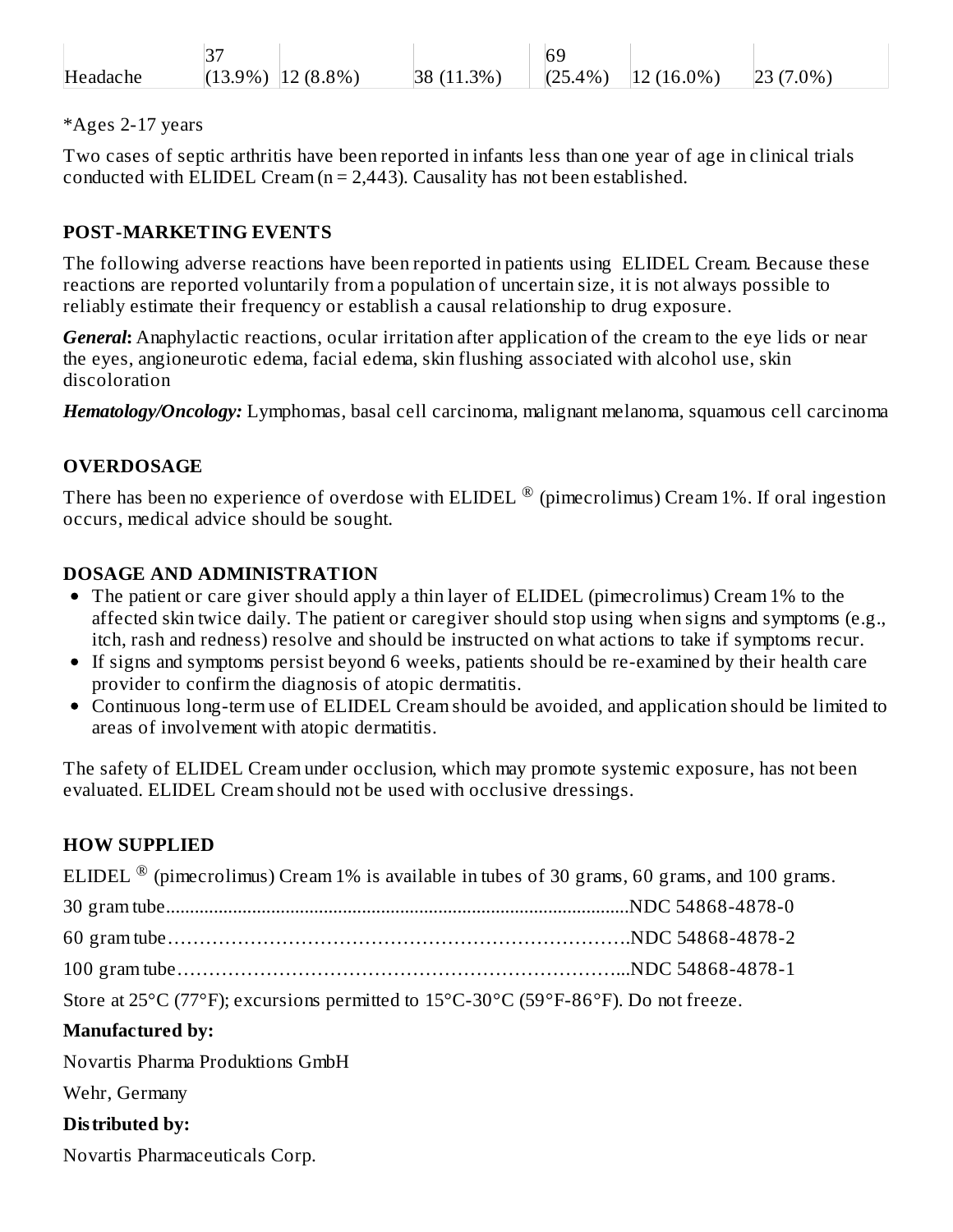| Headache | 37 (13.9%) | 12 (8.8%) | 38 (11.3%) | 69 (25.4%) | 12 (16.0%) | 23 (7.0%) |
|---|---|---|---|---|---|---|

*Ages 2-17 years

Two cases of septic arthritis have been reported in infants less than one year of age in clinical trials conducted with ELIDEL Cream (n = 2,443). Causality has not been established.

## POST-MARKETING EVENTS

The following adverse reactions have been reported in patients using ELIDEL Cream. Because these reactions are reported voluntarily from a population of uncertain size, it is not always possible to reliably estimate their frequency or establish a causal relationship to drug exposure.

***General*:** Anaphylactic reactions, ocular irritation after application of the cream to the eye lids or near the eyes, angioneurotic edema, facial edema, skin flushing associated with alcohol use, skin discoloration

***Hematology/Oncology:*** Lymphomas, basal cell carcinoma, malignant melanoma, squamous cell carcinoma

## OVERDOSAGE

There has been no experience of overdose with ELIDEL ® (pimecrolimus) Cream 1%. If oral ingestion occurs, medical advice should be sought.

## DOSAGE AND ADMINISTRATION

- The patient or care giver should apply a thin layer of ELIDEL (pimecrolimus) Cream 1% to the affected skin twice daily. The patient or caregiver should stop using when signs and symptoms (e.g., itch, rash and redness) resolve and should be instructed on what actions to take if symptoms recur.
- If signs and symptoms persist beyond 6 weeks, patients should be re-examined by their health care provider to confirm the diagnosis of atopic dermatitis.
- Continuous long-term use of ELIDEL Cream should be avoided, and application should be limited to areas of involvement with atopic dermatitis.

The safety of ELIDEL Cream under occlusion, which may promote systemic exposure, has not been evaluated. ELIDEL Cream should not be used with occlusive dressings.

## HOW SUPPLIED

ELIDEL ® (pimecrolimus) Cream 1% is available in tubes of 30 grams, 60 grams, and 100 grams.

30 gram tube................................................................................................NDC 54868-4878-0

60 gram tube…………………………………………………………….NDC 54868-4878-2

100 gram tube…………………………………………………………...NDC 54868-4878-1

Store at 25°C (77°F); excursions permitted to 15°C-30°C (59°F-86°F). Do not freeze.

**Manufactured by:**

Novartis Pharma Produktions GmbH

Wehr, Germany

**Distributed by:**

Novartis Pharmaceuticals Corp.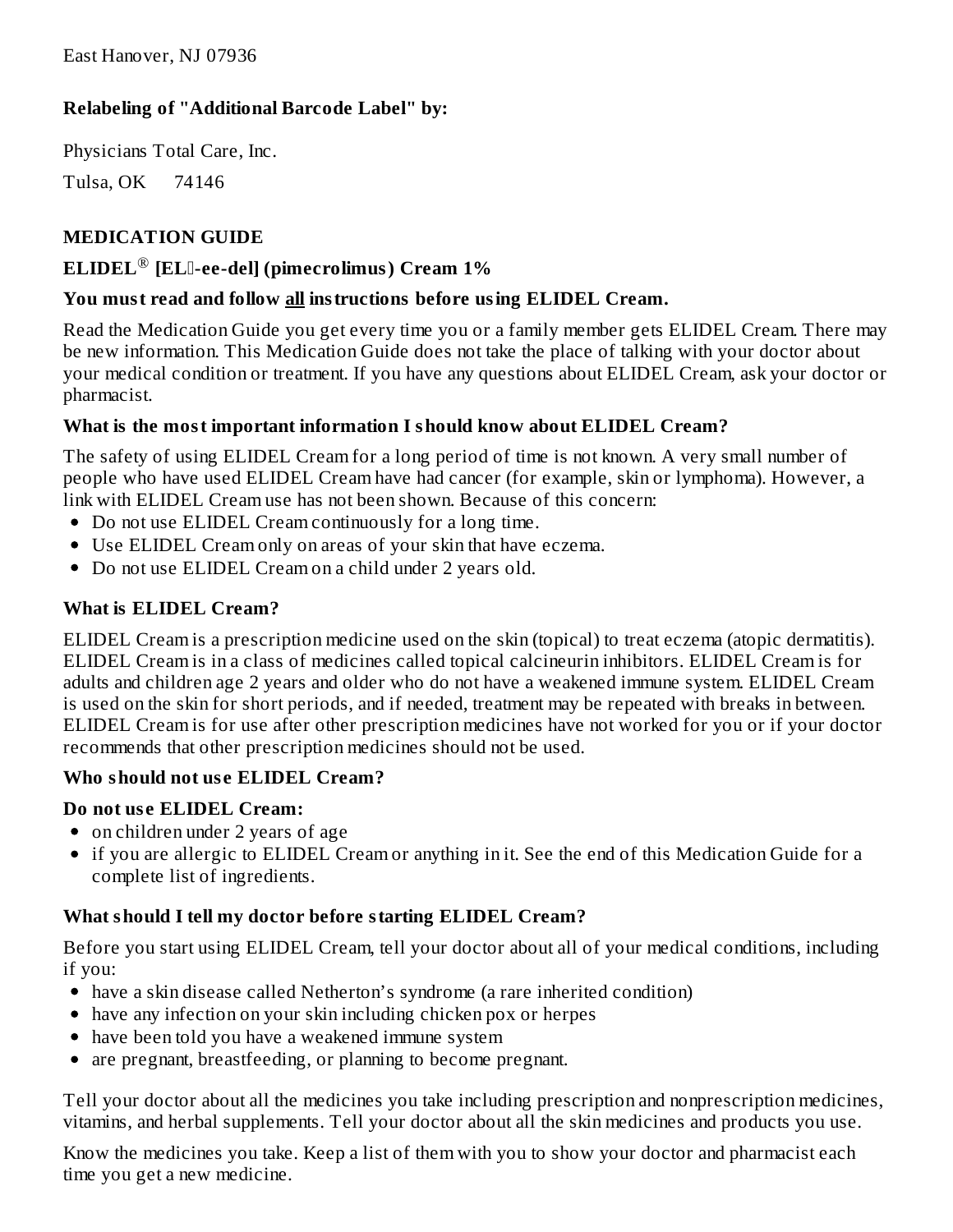East Hanover, NJ 07936

**Relabeling of "Additional Barcode Label" by:**

Physicians Total Care, Inc.

Tulsa, OK 74146

## MEDICATION GUIDE

## ELIDEL® [EL-ee-del] (pimecrolimus) Cream 1%

**You must read and follow all instructions before using ELIDEL Cream.**

Read the Medication Guide you get every time you or a family member gets ELIDEL Cream. There may be new information. This Medication Guide does not take the place of talking with your doctor about your medical condition or treatment. If you have any questions about ELIDEL Cream, ask your doctor or pharmacist.

### What is the most important information I should know about ELIDEL Cream?

The safety of using ELIDEL Cream for a long period of time is not known. A very small number of people who have used ELIDEL Cream have had cancer (for example, skin or lymphoma). However, a link with ELIDEL Cream use has not been shown. Because of this concern:

- Do not use ELIDEL Cream continuously for a long time.
- Use ELIDEL Cream only on areas of your skin that have eczema.
- Do not use ELIDEL Cream on a child under 2 years old.

### What is ELIDEL Cream?

ELIDEL Cream is a prescription medicine used on the skin (topical) to treat eczema (atopic dermatitis). ELIDEL Cream is in a class of medicines called topical calcineurin inhibitors. ELIDEL Cream is for adults and children age 2 years and older who do not have a weakened immune system. ELIDEL Cream is used on the skin for short periods, and if needed, treatment may be repeated with breaks in between. ELIDEL Cream is for use after other prescription medicines have not worked for you or if your doctor recommends that other prescription medicines should not be used.

### Who should not use ELIDEL Cream?

**Do not use ELIDEL Cream:**

- on children under 2 years of age
- if you are allergic to ELIDEL Cream or anything in it. See the end of this Medication Guide for a complete list of ingredients.

### What should I tell my doctor before starting ELIDEL Cream?

Before you start using ELIDEL Cream, tell your doctor about all of your medical conditions, including if you:

- have a skin disease called Netherton's syndrome (a rare inherited condition)
- have any infection on your skin including chicken pox or herpes
- have been told you have a weakened immune system
- are pregnant, breastfeeding, or planning to become pregnant.

Tell your doctor about all the medicines you take including prescription and nonprescription medicines, vitamins, and herbal supplements. Tell your doctor about all the skin medicines and products you use.

Know the medicines you take. Keep a list of them with you to show your doctor and pharmacist each time you get a new medicine.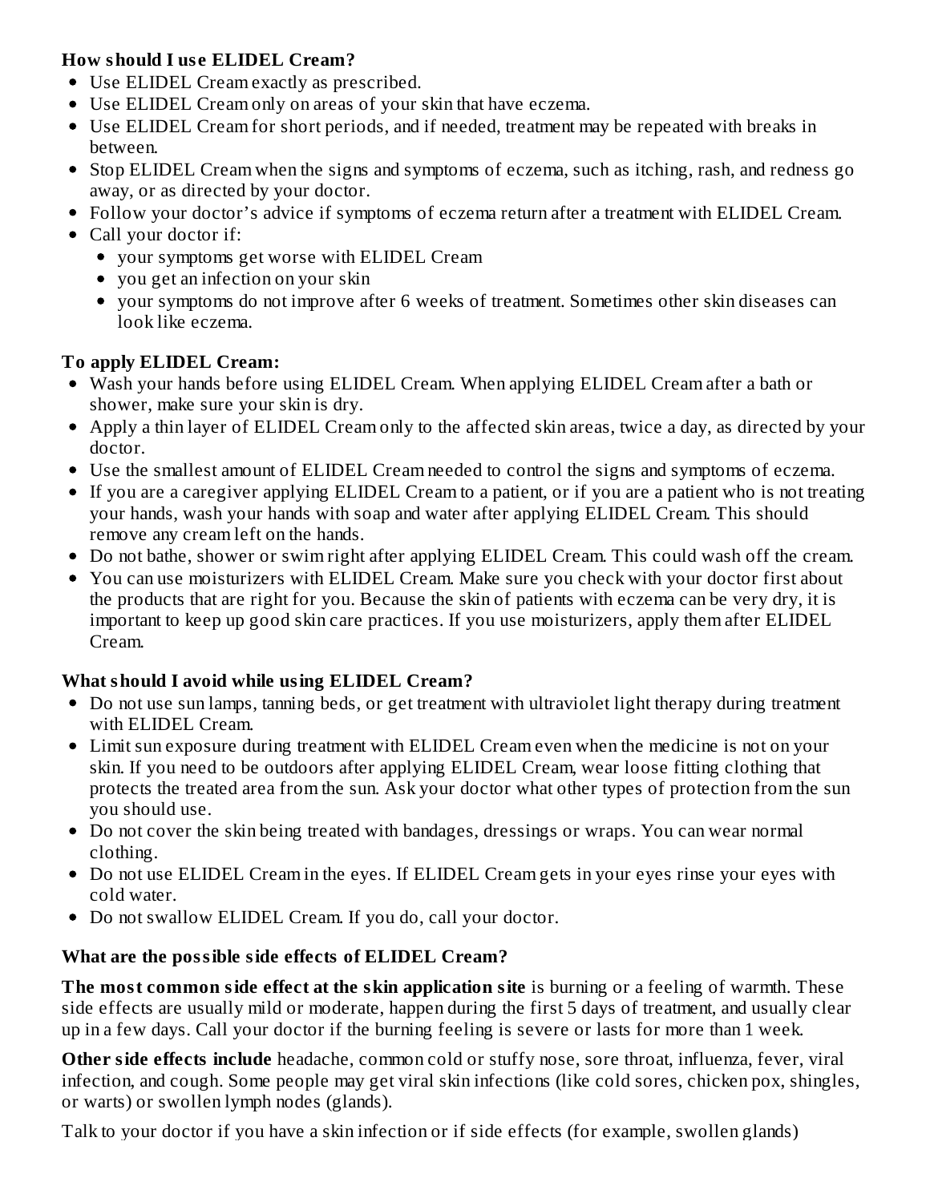**How should I use ELIDEL Cream?**

- Use ELIDEL Cream exactly as prescribed.
- Use ELIDEL Cream only on areas of your skin that have eczema.
- Use ELIDEL Cream for short periods, and if needed, treatment may be repeated with breaks in between.
- Stop ELIDEL Cream when the signs and symptoms of eczema, such as itching, rash, and redness go away, or as directed by your doctor.
- Follow your doctor's advice if symptoms of eczema return after a treatment with ELIDEL Cream.
- Call your doctor if:
  - your symptoms get worse with ELIDEL Cream
  - you get an infection on your skin
  - your symptoms do not improve after 6 weeks of treatment. Sometimes other skin diseases can look like eczema.

**To apply ELIDEL Cream:**

- Wash your hands before using ELIDEL Cream. When applying ELIDEL Cream after a bath or shower, make sure your skin is dry.
- Apply a thin layer of ELIDEL Cream only to the affected skin areas, twice a day, as directed by your doctor.
- Use the smallest amount of ELIDEL Cream needed to control the signs and symptoms of eczema.
- If you are a caregiver applying ELIDEL Cream to a patient, or if you are a patient who is not treating your hands, wash your hands with soap and water after applying ELIDEL Cream. This should remove any cream left on the hands.
- Do not bathe, shower or swim right after applying ELIDEL Cream. This could wash off the cream.
- You can use moisturizers with ELIDEL Cream. Make sure you check with your doctor first about the products that are right for you. Because the skin of patients with eczema can be very dry, it is important to keep up good skin care practices. If you use moisturizers, apply them after ELIDEL Cream.

**What should I avoid while using ELIDEL Cream?**

- Do not use sun lamps, tanning beds, or get treatment with ultraviolet light therapy during treatment with ELIDEL Cream.
- Limit sun exposure during treatment with ELIDEL Cream even when the medicine is not on your skin. If you need to be outdoors after applying ELIDEL Cream, wear loose fitting clothing that protects the treated area from the sun. Ask your doctor what other types of protection from the sun you should use.
- Do not cover the skin being treated with bandages, dressings or wraps. You can wear normal clothing.
- Do not use ELIDEL Cream in the eyes. If ELIDEL Cream gets in your eyes rinse your eyes with cold water.
- Do not swallow ELIDEL Cream. If you do, call your doctor.

**What are the possible side effects of ELIDEL Cream?**

**The most common side effect at the skin application site** is burning or a feeling of warmth. These side effects are usually mild or moderate, happen during the first 5 days of treatment, and usually clear up in a few days. Call your doctor if the burning feeling is severe or lasts for more than 1 week.

**Other side effects include** headache, common cold or stuffy nose, sore throat, influenza, fever, viral infection, and cough. Some people may get viral skin infections (like cold sores, chicken pox, shingles, or warts) or swollen lymph nodes (glands).

Talk to your doctor if you have a skin infection or if side effects (for example, swollen glands)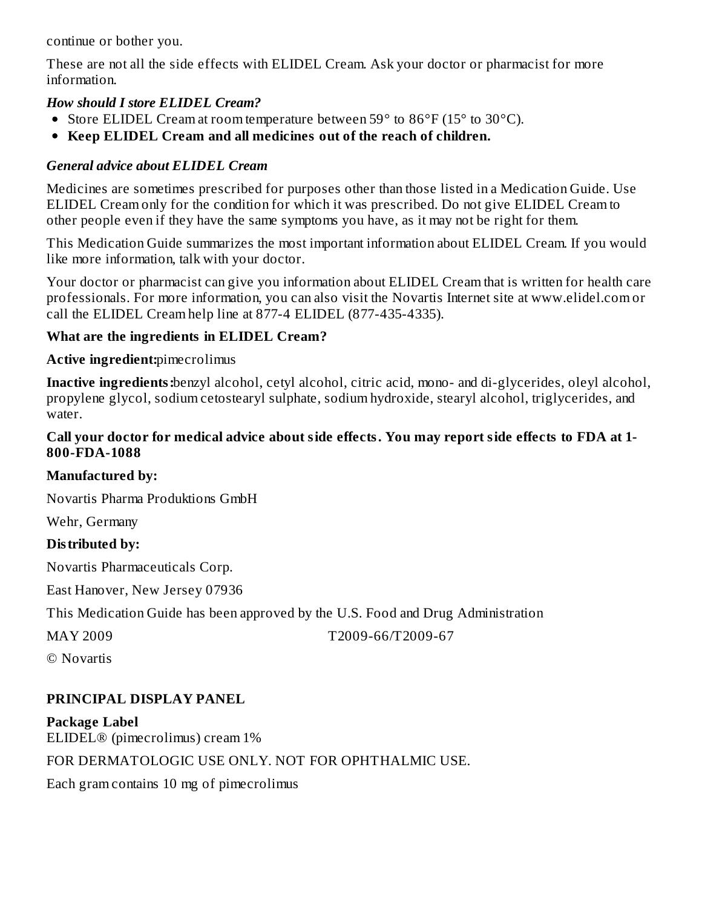continue or bother you.

These are not all the side effects with ELIDEL Cream. Ask your doctor or pharmacist for more information.

***How should I store ELIDEL Cream?***

- Store ELIDEL Cream at room temperature between 59° to 86°F (15° to 30°C).
- **Keep ELIDEL Cream and all medicines out of the reach of children.**

***General advice about ELIDEL Cream***

Medicines are sometimes prescribed for purposes other than those listed in a Medication Guide. Use ELIDEL Cream only for the condition for which it was prescribed. Do not give ELIDEL Cream to other people even if they have the same symptoms you have, as it may not be right for them.

This Medication Guide summarizes the most important information about ELIDEL Cream. If you would like more information, talk with your doctor.

Your doctor or pharmacist can give you information about ELIDEL Cream that is written for health care professionals. For more information, you can also visit the Novartis Internet site at www.elidel.com or call the ELIDEL Cream help line at 877-4 ELIDEL (877-435-4335).

**What are the ingredients in ELIDEL Cream?**

**Active ingredient:** pimecrolimus

**Inactive ingredients:** benzyl alcohol, cetyl alcohol, citric acid, mono- and di-glycerides, oleyl alcohol, propylene glycol, sodium cetostearyl sulphate, sodium hydroxide, stearyl alcohol, triglycerides, and water.

**Call your doctor for medical advice about side effects. You may report side effects to FDA at 1-800-FDA-1088**

**Manufactured by:**

Novartis Pharma Produktions GmbH

Wehr, Germany

**Distributed by:**

Novartis Pharmaceuticals Corp.

East Hanover, New Jersey 07936

This Medication Guide has been approved by the U.S. Food and Drug Administration

MAY 2009 T2009-66/T2009-67

© Novartis

**PRINCIPAL DISPLAY PANEL**

**Package Label**

ELIDEL® (pimecrolimus) cream 1%

FOR DERMATOLOGIC USE ONLY. NOT FOR OPHTHALMIC USE.

Each gram contains 10 mg of pimecrolimus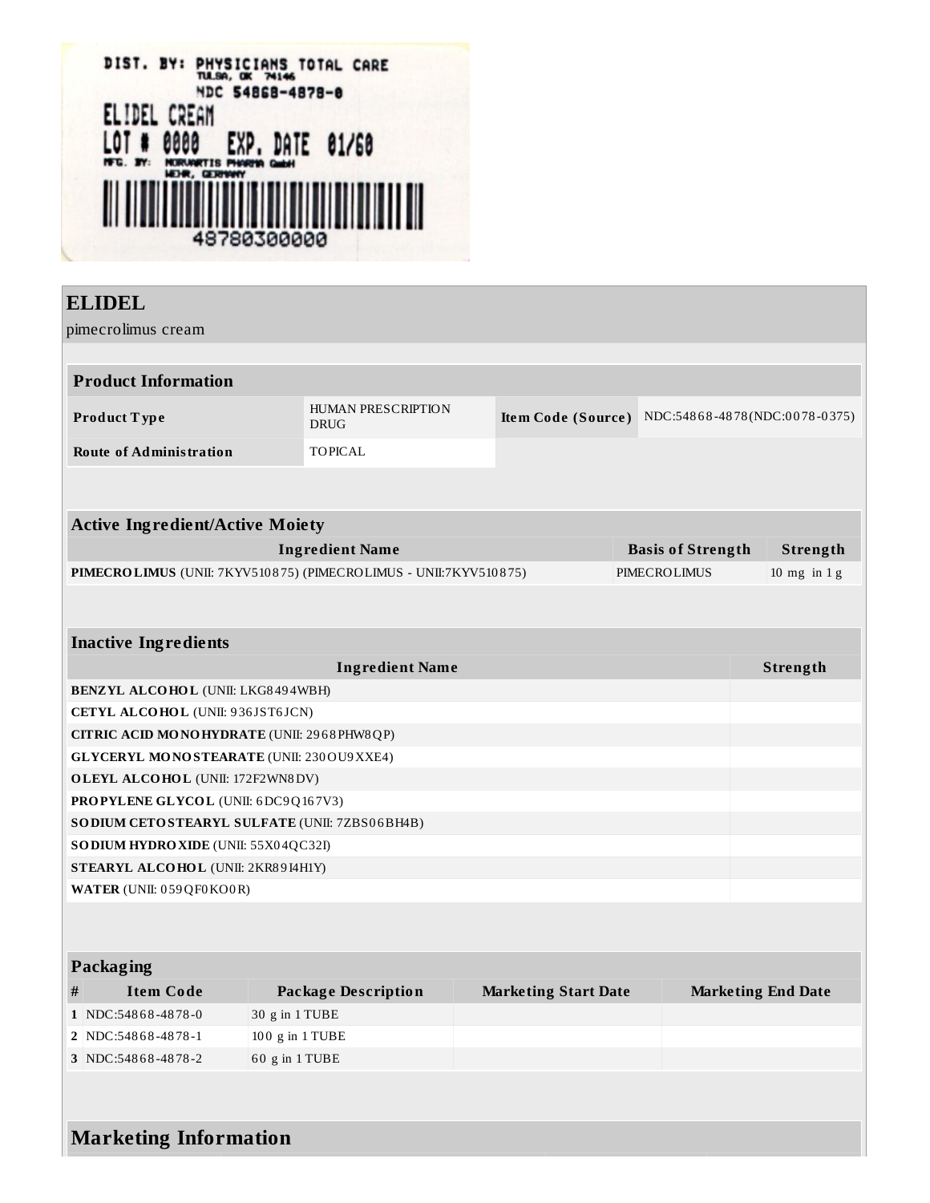DIST. BY: PHYSICIANS TOTAL CARE
TULSA, OK 74146
NDC 54868-4878-0
ELIDEL CREAM
LOT # 0000 EXP. DATE 01/60
MFG. BY: NOVARTIS PHARMA GmbH
WEHR, GERMANY
48780300000

## ELIDEL

pimecrolimus cream

| Product Information | | | |
|---|---|---|---|
| **Product Type** | HUMAN PRESCRIPTION DRUG | **Item Code (Source)** | NDC:54868-4878(NDC:0078-0375) |
| **Route of Administration** | TOPICAL | | |

| Active Ingredient/Active Moiety | | |
|---|---|---|
| **Ingredient Name** | **Basis of Strength** | **Strength** |
| **PIMECROLIMUS** (UNII: 7KYV510875) (PIMECROLIMUS - UNII:7KYV510875) | PIMECROLIMUS | 10 mg in 1 g |

| Inactive Ingredients | |
|---|---|
| **Ingredient Name** | **Strength** |
| **BENZYL ALCOHOL** (UNII: LKG8494WBH) | |
| **CETYL ALCOHOL** (UNII: 936JST6JCN) | |
| **CITRIC ACID MONOHYDRATE** (UNII: 2968PHW8QP) | |
| **GLYCERYL MONOSTEARATE** (UNII: 230OU9XXE4) | |
| **OLEYL ALCOHOL** (UNII: 172F2WN8DV) | |
| **PROPYLENE GLYCOL** (UNII: 6DC9Q167V3) | |
| **SODIUM CETOSTEARYL SULFATE** (UNII: 7ZBS06BH4B) | |
| **SODIUM HYDROXIDE** (UNII: 55X04QC32I) | |
| **STEARYL ALCOHOL** (UNII: 2KR89I4H1Y) | |
| **WATER** (UNII: 059QF0KO0R) | |

| Packaging | | | | |
|---|---|---|---|---|
| **#** | **Item Code** | **Package Description** | **Marketing Start Date** | **Marketing End Date** |
| **1** | NDC:54868-4878-0 | 30 g in 1 TUBE | | |
| **2** | NDC:54868-4878-1 | 100 g in 1 TUBE | | |
| **3** | NDC:54868-4878-2 | 60 g in 1 TUBE | | |

## Marketing Information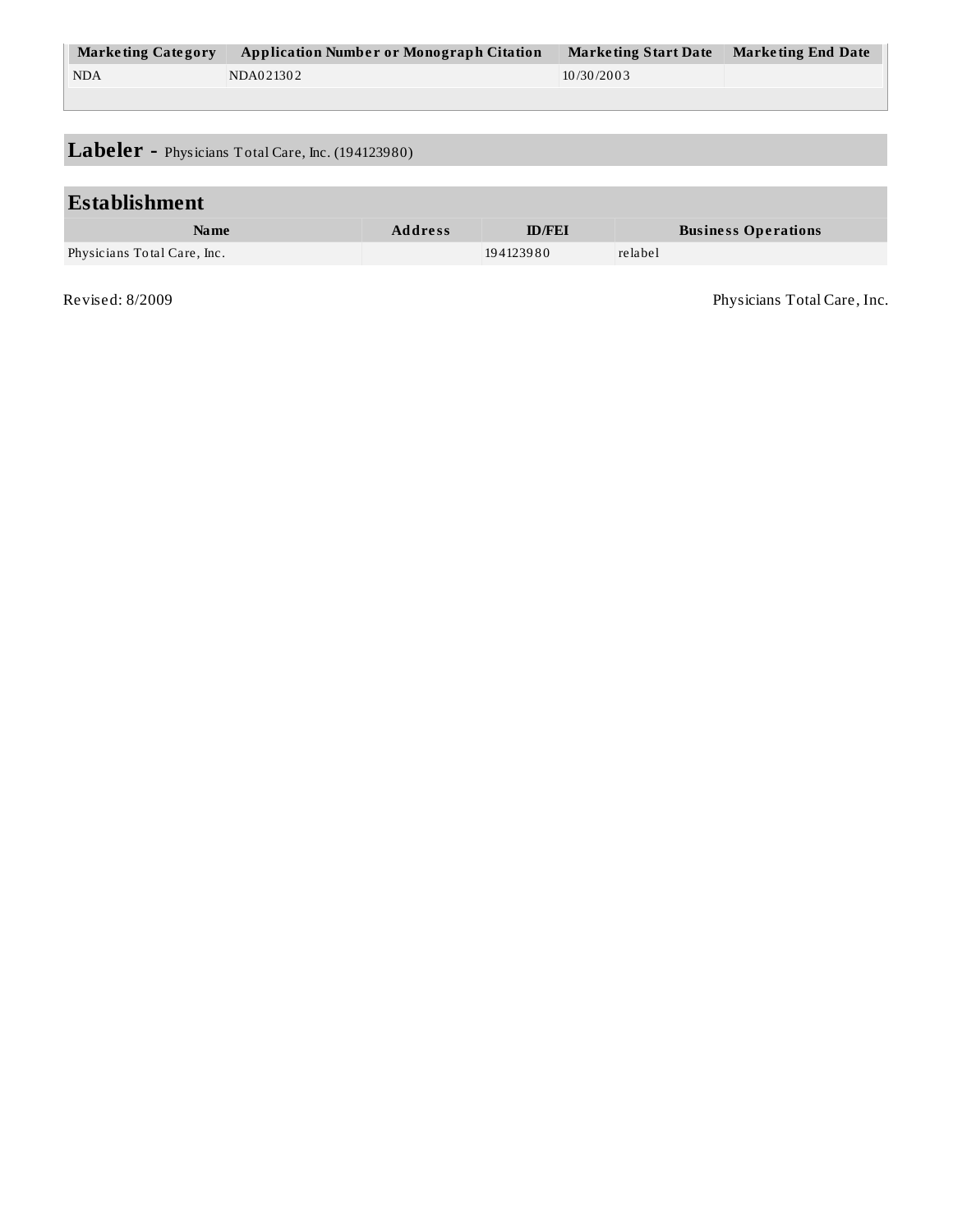| Marketing Category | Application Number or Monograph Citation | Marketing Start Date | Marketing End Date |
|---|---|---|---|
| NDA | NDA021302 | 10/30/2003 | |

## Labeler - Physicians Total Care, Inc. (194123980)

## Establishment

| Name | Address | ID/FEI | Business Operations |
|---|---|---|---|
| Physicians Total Care, Inc. | | 194123980 | relabel |

Revised: 8/2009

Physicians Total Care, Inc.